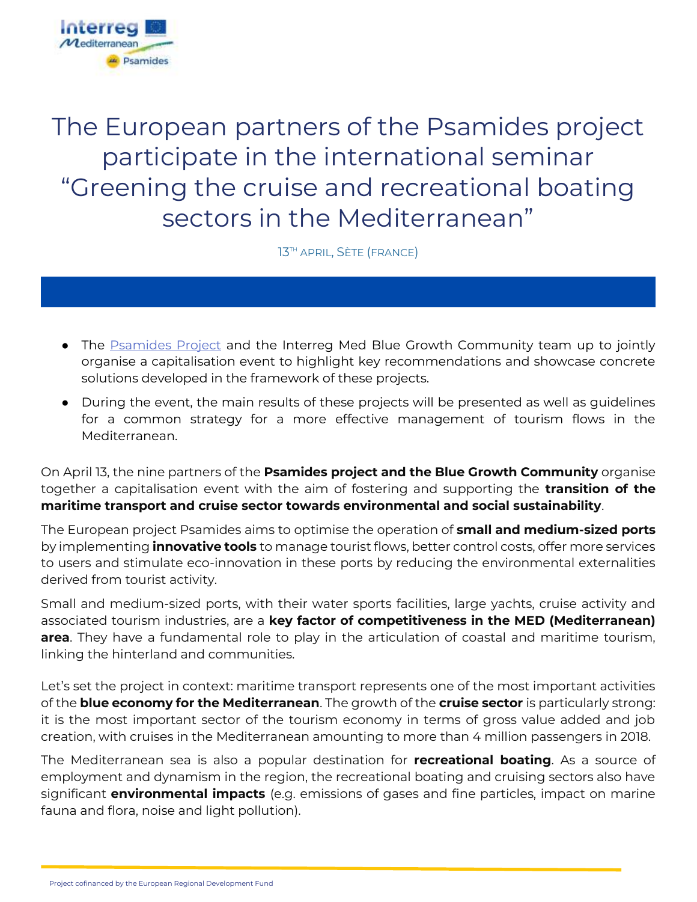# The European partners of the Psamides project participate in the international seminar "Greening the cruise and recreational boating sectors in the Mediterranean"

13TH APRIL, SÈTE (FRANCE)

- The Psamides Project and the Interreg Med Blue Growth Community team up to jointly organise a capitalisation event to highlight key recommendations and showcase concrete solutions developed in the framework of these projects.
- During the event, the main results of these projects will be presented as well as guidelines for a common strategy for a more effective management of tourism flows in the Mediterranean.

On April 13, the nine partners of the **Psamides project and the Blue Growth Community** organise together a capitalisation event with the aim of fostering and supporting the **transition of the maritime transport and cruise sector towards environmental and social sustainability**.

The European project Psamides aims to optimise the operation of **small and medium-sized ports** by implementing **innovative tools** to manage tourist flows, better control costs, offer more services to users and stimulate eco-innovation in these ports by reducing the environmental externalities derived from tourist activity.

Small and medium-sized ports, with their water sports facilities, large yachts, cruise activity and associated tourism industries, are a **key factor of competitiveness in the MED (Mediterranean) area**. They have a fundamental role to play in the articulation of coastal and maritime tourism, linking the hinterland and communities.

Let's set the project in context: maritime transport represents one of the most important activities of the **blue economy for the Mediterranean**. The growth of the **cruise sector** is particularly strong: it is the most important sector of the tourism economy in terms of gross value added and job creation, with cruises in the Mediterranean amounting to more than 4 million passengers in 2018.

The Mediterranean sea is also a popular destination for **recreational boating**. As a source of employment and dynamism in the region, the recreational boating and cruising sectors also have significant **environmental impacts** (e.g. emissions of gases and fine particles, impact on marine fauna and flora, noise and light pollution).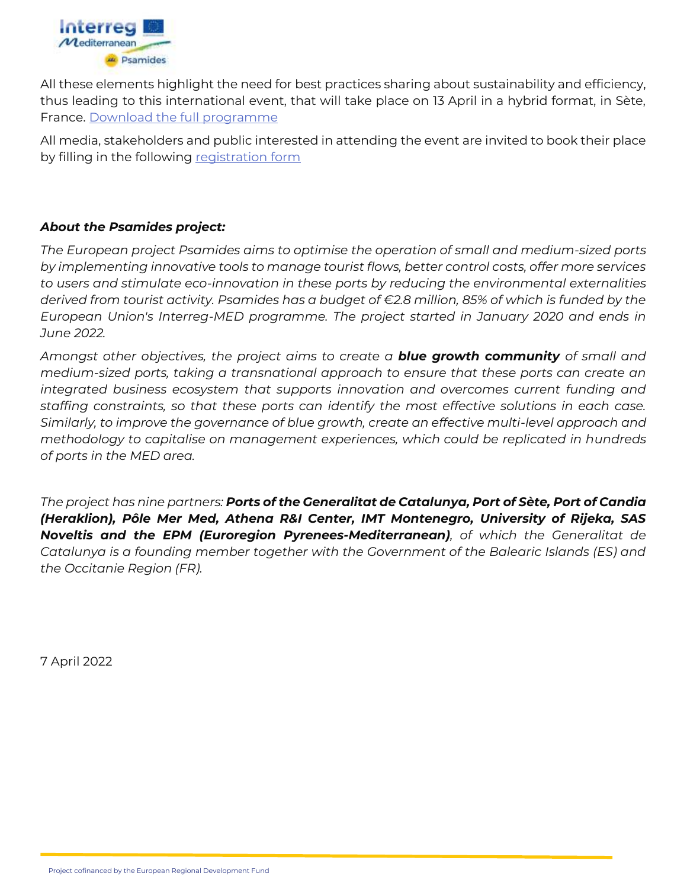All these elements highlight the need for best practices sharing about sustainability and efficiency, thus leading to this international event, that will take place on 13 April in a hybrid format, in Sète, France. Download the full programme

All media, stakeholders and public interested in attending the event are invited to book their place by filling in the following registration form

***About the Psamides project:***

*The European project Psamides aims to optimise the operation of small and medium-sized ports by implementing innovative tools to manage tourist flows, better control costs, offer more services to users and stimulate eco-innovation in these ports by reducing the environmental externalities derived from tourist activity. Psamides has a budget of €2.8 million, 85% of which is funded by the European Union's Interreg-MED programme. The project started in January 2020 and ends in June 2022.*

*Amongst other objectives, the project aims to create a* ***blue growth community*** *of small and medium-sized ports, taking a transnational approach to ensure that these ports can create an integrated business ecosystem that supports innovation and overcomes current funding and staffing constraints, so that these ports can identify the most effective solutions in each case. Similarly, to improve the governance of blue growth, create an effective multi-level approach and methodology to capitalise on management experiences, which could be replicated in hundreds of ports in the MED area.*

*The project has nine partners:* ***Ports of the Generalitat de Catalunya, Port of Sète, Port of Candia (Heraklion), Pôle Mer Med, Athena R&I Center, IMT Montenegro, University of Rijeka, SAS Noveltis and the EPM (Euroregion Pyrenees-Mediterranean)****, of which the Generalitat de Catalunya is a founding member together with the Government of the Balearic Islands (ES) and the Occitanie Region (FR).*

7 April 2022